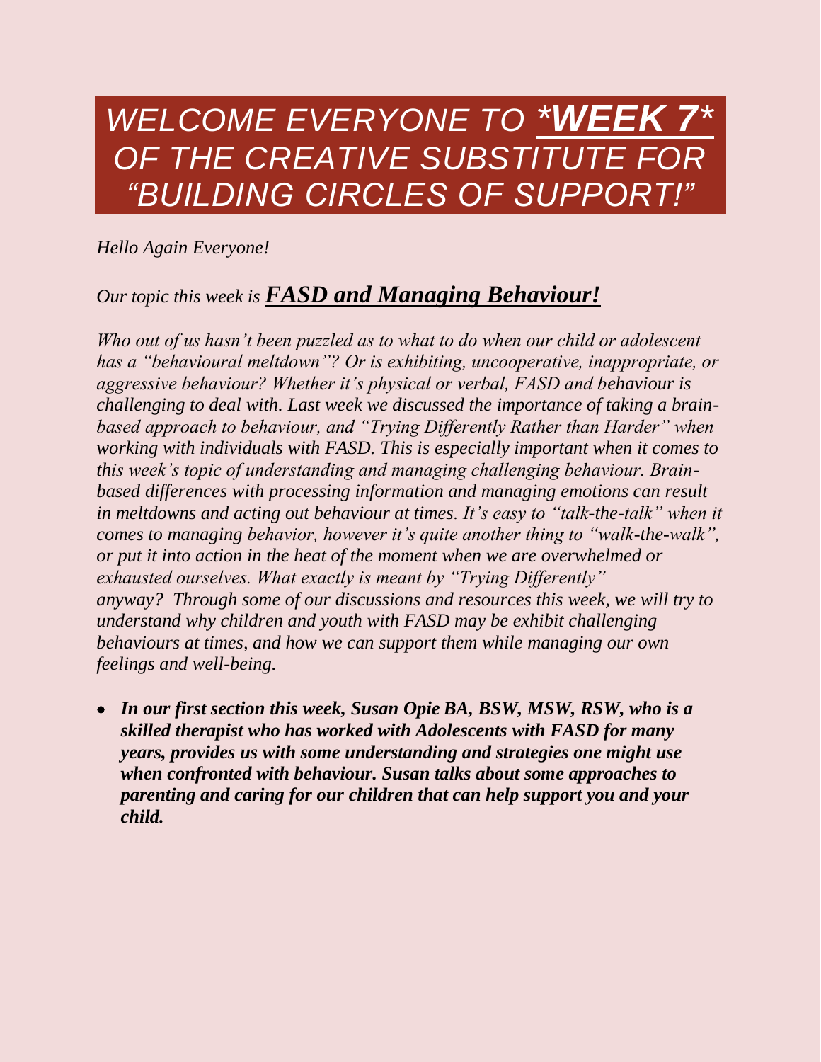# *WELCOME EVERYONE TO \*WEEK 7\* OF THE CREATIVE SUBSTITUTE FOR "BUILDING CIRCLES OF SUPPORT!"*

*Hello Again Everyone!*

*Our topic this week is* ***FASD and Managing Behaviour!***

*Who out of us hasn't been puzzled as to what to do when our child or adolescent has a "behavioural meltdown"? Or is exhibiting, uncooperative, inappropriate, or aggressive behaviour? Whether it's physical or verbal, FASD and behaviour is challenging to deal with. Last week we discussed the importance of taking a brain-based approach to behaviour, and "Trying Differently Rather than Harder" when working with individuals with FASD. This is especially important when it comes to this week's topic of understanding and managing challenging behaviour. Brain-based differences with processing information and managing emotions can result in meltdowns and acting out behaviour at times. It's easy to "talk-the-talk" when it comes to managing behavior, however it's quite another thing to "walk-the-walk", or put it into action in the heat of the moment when we are overwhelmed or exhausted ourselves. What exactly is meant by "Trying Differently" anyway? Through some of our discussions and resources this week, we will try to understand why children and youth with FASD may be exhibit challenging behaviours at times, and how we can support them while managing our own feelings and well-being.*

- ***In our first section this week, Susan Opie BA, BSW, MSW, RSW, who is a skilled therapist who has worked with Adolescents with FASD for many years, provides us with some understanding and strategies one might use when confronted with behaviour. Susan talks about some approaches to parenting and caring for our children that can help support you and your child.***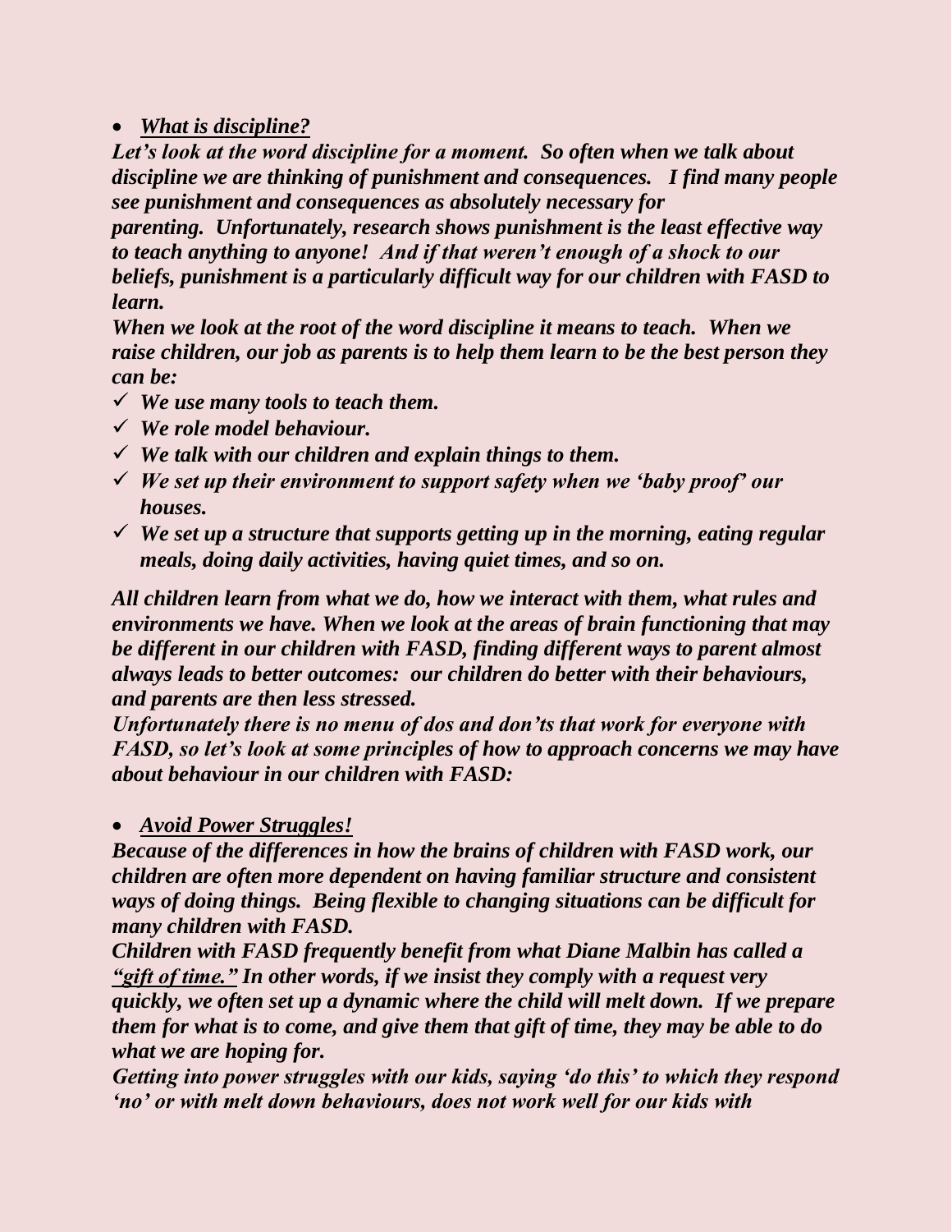- ***What is discipline?***

***Let's look at the word discipline for a moment. So often when we talk about discipline we are thinking of punishment and consequences. I find many people see punishment and consequences as absolutely necessary for parenting. Unfortunately, research shows punishment is the least effective way to teach anything to anyone! And if that weren't enough of a shock to our beliefs, punishment is a particularly difficult way for our children with FASD to learn.***

***When we look at the root of the word discipline it means to teach. When we raise children, our job as parents is to help them learn to be the best person they can be:***

- ✓ ***We use many tools to teach them.***
- ✓ ***We role model behaviour.***
- ✓ ***We talk with our children and explain things to them.***
- ✓ ***We set up their environment to support safety when we 'baby proof' our houses.***
- ✓ ***We set up a structure that supports getting up in the morning, eating regular meals, doing daily activities, having quiet times, and so on.***

***All children learn from what we do, how we interact with them, what rules and environments we have. When we look at the areas of brain functioning that may be different in our children with FASD, finding different ways to parent almost always leads to better outcomes: our children do better with their behaviours, and parents are then less stressed.***

***Unfortunately there is no menu of dos and don'ts that work for everyone with FASD, so let's look at some principles of how to approach concerns we may have about behaviour in our children with FASD:***

- ***Avoid Power Struggles!***

***Because of the differences in how the brains of children with FASD work, our children are often more dependent on having familiar structure and consistent ways of doing things. Being flexible to changing situations can be difficult for many children with FASD.***

***Children with FASD frequently benefit from what Diane Malbin has called a "gift of time." In other words, if we insist they comply with a request very quickly, we often set up a dynamic where the child will melt down. If we prepare them for what is to come, and give them that gift of time, they may be able to do what we are hoping for.***

***Getting into power struggles with our kids, saying 'do this' to which they respond 'no' or with melt down behaviours, does not work well for our kids with***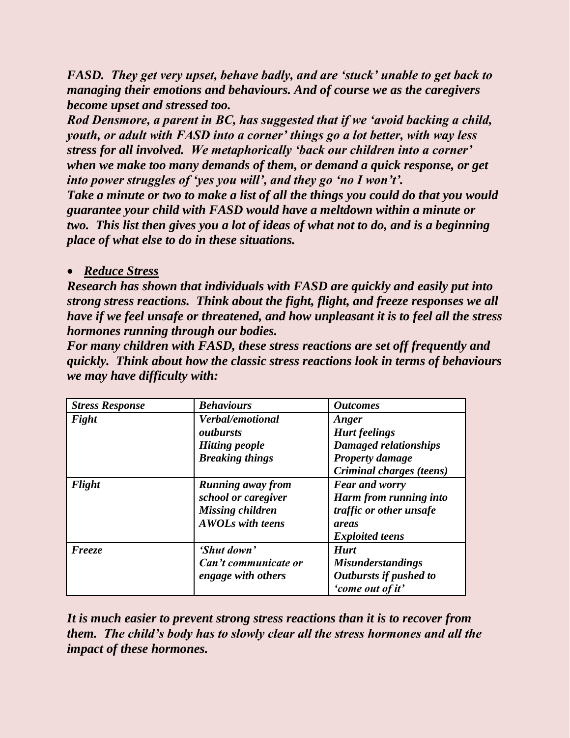*FASD. They get very upset, behave badly, and are 'stuck' unable to get back to managing their emotions and behaviours. And of course we as the caregivers become upset and stressed too.*

*Rod Densmore, a parent in BC, has suggested that if we 'avoid backing a child, youth, or adult with FASD into a corner' things go a lot better, with way less stress for all involved. We metaphorically 'back our children into a corner' when we make too many demands of them, or demand a quick response, or get into power struggles of 'yes you will', and they go 'no I won't'.*

*Take a minute or two to make a list of all the things you could do that you would guarantee your child with FASD would have a meltdown within a minute or two. This list then gives you a lot of ideas of what not to do, and is a beginning place of what else to do in these situations.*

- ***Reduce Stress***

*Research has shown that individuals with FASD are quickly and easily put into strong stress reactions. Think about the fight, flight, and freeze responses we all have if we feel unsafe or threatened, and how unpleasant it is to feel all the stress hormones running through our bodies.*

*For many children with FASD, these stress reactions are set off frequently and quickly. Think about how the classic stress reactions look in terms of behaviours we may have difficulty with:*

| *Stress Response* | *Behaviours* | *Outcomes* |
|---|---|---|
| *Fight* | *Verbal/emotional outbursts*<br>*Hitting people*<br>*Breaking things* | *Anger*<br>*Hurt feelings*<br>*Damaged relationships*<br>*Property damage*<br>*Criminal charges (teens)* |
| *Flight* | *Running away from school or caregiver*<br>*Missing children*<br>*AWOLs with teens* | *Fear and worry*<br>*Harm from running into traffic or other unsafe areas*<br>*Exploited teens* |
| *Freeze* | *'Shut down'*<br>*Can't communicate or engage with others* | *Hurt*<br>*Misunderstandings*<br>*Outbursts if pushed to 'come out of it'* |

*It is much easier to prevent strong stress reactions than it is to recover from them. The child's body has to slowly clear all the stress hormones and all the impact of these hormones.*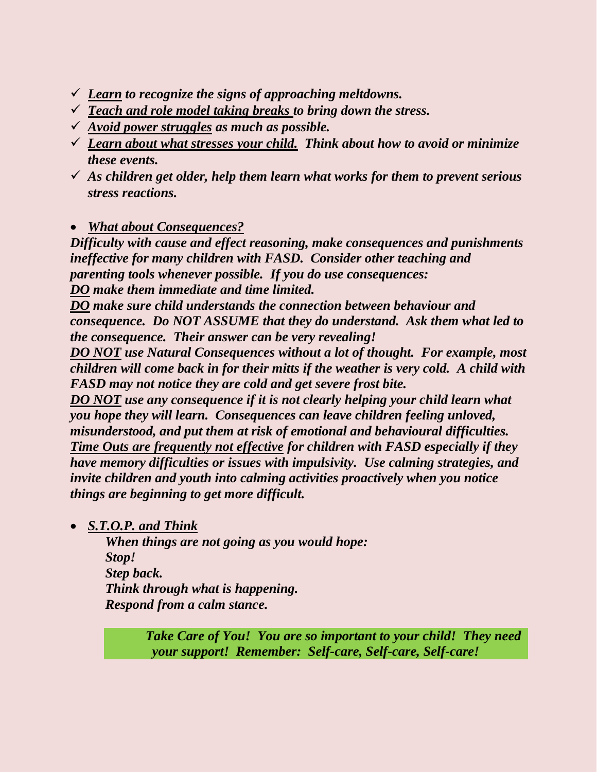- ✓ ***Learn** to recognize the signs of approaching meltdowns.*
- ✓ ***Teach and role model taking breaks** to bring down the stress.*
- ✓ ***Avoid power struggles** as much as possible.*
- ✓ ***Learn about what stresses your child.** Think about how to avoid or minimize these events.*
- ✓ ***As children get older, help them learn what works for them to prevent serious stress reactions.***

- ***What about Consequences?***

***Difficulty with cause and effect reasoning, make consequences and punishments ineffective for many children with FASD. Consider other teaching and parenting tools whenever possible. If you do use consequences:***
***DO make them immediate and time limited.***
***DO make sure child understands the connection between behaviour and consequence. Do NOT ASSUME that they do understand. Ask them what led to the consequence. Their answer can be very revealing!***
***DO NOT use Natural Consequences without a lot of thought. For example, most children will come back in for their mitts if the weather is very cold. A child with FASD may not notice they are cold and get severe frost bite.***
***DO NOT use any consequence if it is not clearly helping your child learn what you hope they will learn. Consequences can leave children feeling unloved, misunderstood, and put them at risk of emotional and behavioural difficulties.***
***Time Outs are frequently not effective for children with FASD especially if they have memory difficulties or issues with impulsivity. Use calming strategies, and invite children and youth into calming activities proactively when you notice things are beginning to get more difficult.***

- ***S.T.O.P. and Think***

***When things are not going as you would hope:***
***Stop!***
***Step back.***
***Think through what is happening.***
***Respond from a calm stance.***

***Take Care of You! You are so important to your child! They need your support! Remember: Self-care, Self-care, Self-care!***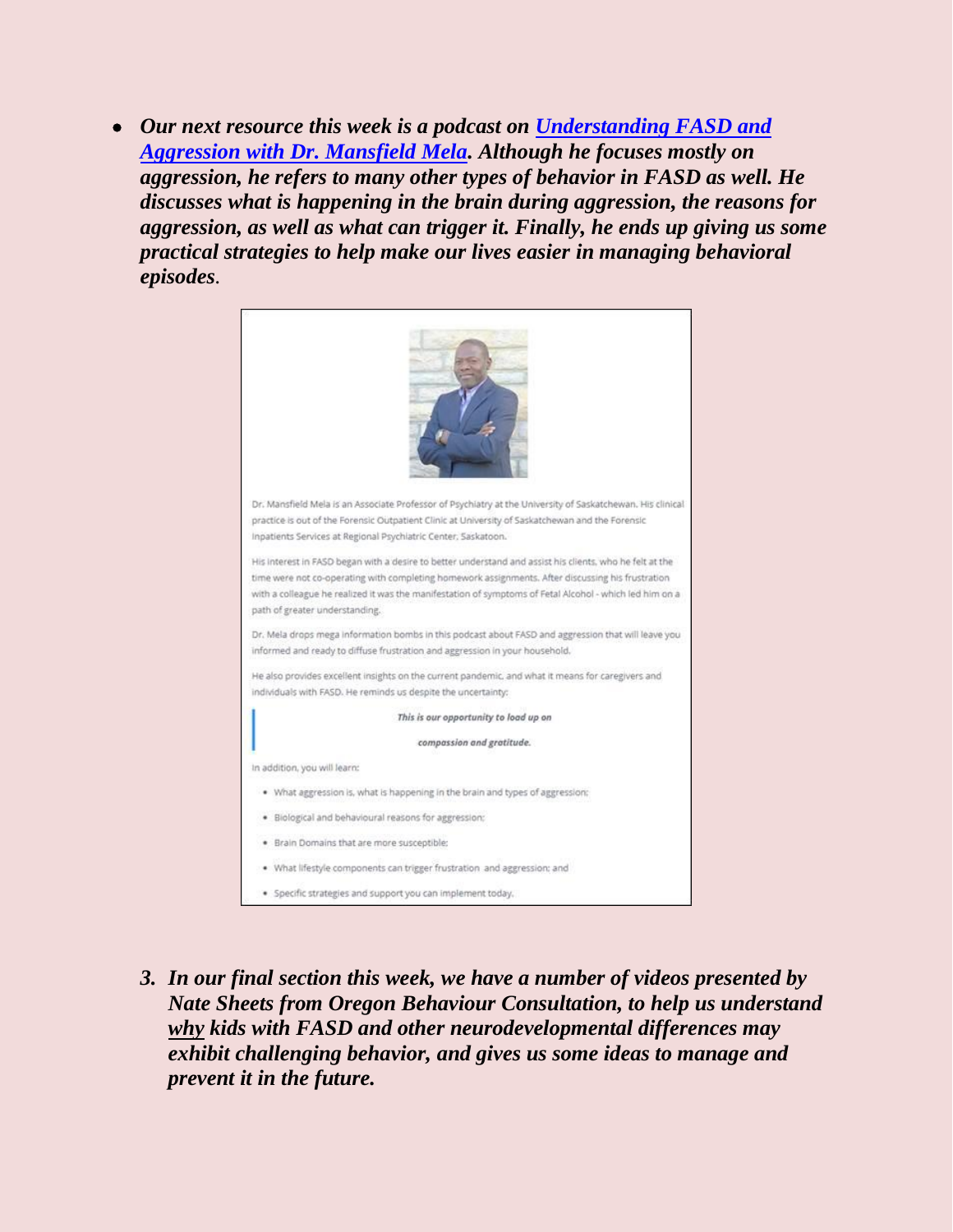- ***Our next resource this week is a podcast on [Understanding FASD and Aggression with Dr. Mansfield Mela](). Although he focuses mostly on aggression, he refers to many other types of behavior in FASD as well. He discusses what is happening in the brain during aggression, the reasons for aggression, as well as what can trigger it. Finally, he ends up giving us some practical strategies to help make our lives easier in managing behavioral episodes***.

Dr. Mansfield Mela is an Associate Professor of Psychiatry at the University of Saskatchewan. His clinical practice is out of the Forensic Outpatient Clinic at University of Saskatchewan and the Forensic Inpatients Services at Regional Psychiatric Center, Saskatoon.

His interest in FASD began with a desire to better understand and assist his clients, who he felt at the time were not co-operating with completing homework assignments. After discussing his frustration with a colleague he realized it was the manifestation of symptoms of Fetal Alcohol - which led him on a path of greater understanding.

Dr. Mela drops mega information bombs in this podcast about FASD and aggression that will leave you informed and ready to diffuse frustration and aggression in your household.

He also provides excellent insights on the current pandemic, and what it means for caregivers and individuals with FASD. He reminds us despite the uncertainty:

> ***This is our opportunity to load up on compassion and gratitude.***

In addition, you will learn:

- What aggression is, what is happening in the brain and types of aggression;
- Biological and behavioural reasons for aggression;
- Brain Domains that are more susceptible;
- What lifestyle components can trigger frustration and aggression; and
- Specific strategies and support you can implement today.

3. ***In our final section this week, we have a number of videos presented by Nate Sheets from Oregon Behaviour Consultation, to help us understand <u>why</u> kids with FASD and other neurodevelopmental differences may exhibit challenging behavior, and gives us some ideas to manage and prevent it in the future.***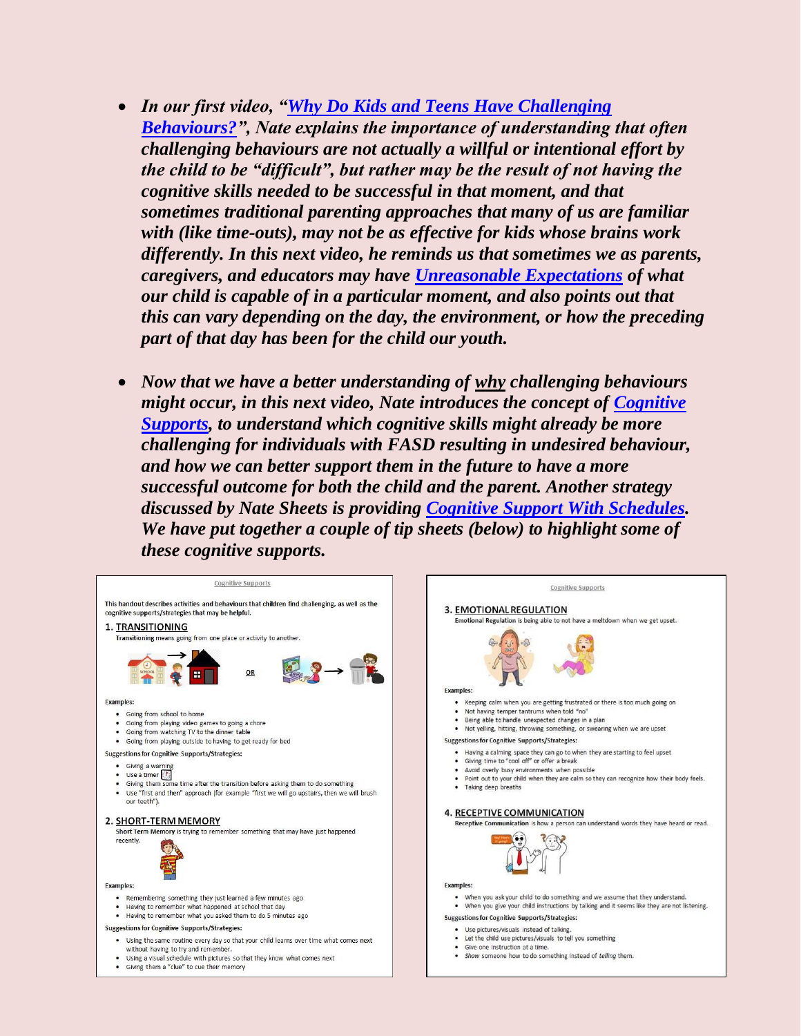- ***In our first video, "[Why Do Kids and Teens Have Challenging Behaviours?](#)", Nate explains the importance of understanding that often challenging behaviours are not actually a willful or intentional effort by the child to be "difficult", but rather may be the result of not having the cognitive skills needed to be successful in that moment, and that sometimes traditional parenting approaches that many of us are familiar with (like time-outs), may not be as effective for kids whose brains work differently. In this next video, he reminds us that sometimes we as parents, caregivers, and educators may have [Unreasonable Expectations](#) of what our child is capable of in a particular moment, and also points out that this can vary depending on the day, the environment, or how the preceding part of that day has been for the child our youth.***

- ***Now that we have a better understanding of <u>why</u> challenging behaviours might occur, in this next video, Nate introduces the concept of [Cognitive Supports](#), to understand which cognitive skills might already be more challenging for individuals with FASD resulting in undesired behaviour, and how we can better support them in the future to have a more successful outcome for both the child and the parent. Another strategy discussed by Nate Sheets is providing [Cognitive Support With Schedules](#). We have put together a couple of tip sheets (below) to highlight some of these cognitive supports.***

Cognitive Supports

This handout describes activities and behaviours that children find challenging, as well as the cognitive supports/strategies that may be helpful.

## 1. TRANSITIONING

**Transitioning means going from one place or activity to another.**

OR

Examples:

- Going from school to home
- Going from playing video games to going a chore
- Going from watching TV to the dinner table
- Going from playing outside to having to get ready for bed

**Suggestions for Cognitive Supports/Strategies:**

- Giving a warning
- Use a timer
- Giving them some time after the transition before asking them to do something
- Use "first and then" approach (for example "first we will go upstairs, then we will brush our teeth").

## 2. SHORT-TERM MEMORY

**Short Term Memory is trying to remember something that may have just happened recently.**

Examples:

- Remembering something they just learned a few minutes ago
- Having to remember what happened at school that day
- Having to remember what you asked them to do 5 minutes ago

**Suggestions for Cognitive Supports/Strategies:**

- Using the same routine every day so that your child learns over time what comes next without having to try and remember.
- Using a visual schedule with pictures so that they know what comes next
- Giving them a "clue" to cue their memory

Cognitive Supports

## 3. EMOTIONAL REGULATION

**Emotional Regulation is being able to not have a meltdown when we get upset.**

Examples:

- Keeping calm when you are getting frustrated or there is too much going on
- Not having temper tantrums when told "no"
- Being able to handle unexpected changes in a plan
- Not yelling, hitting, throwing something, or swearing when we are upset

**Suggestions for Cognitive Supports/Strategies:**

- Having a calming space they can go to when they are starting to feel upset
- Giving time to "cool off" or offer a break
- Avoid overly busy environments when possible
- Point out to your child when they are calm so they can recognize how their body feels.
- Taking deep breaths

## 4. RECEPTIVE COMMUNICATION

**Receptive Communication is how a person can understand words they have heard or read.**

Examples:

- When you ask your child to do something and we assume that they understand.
- When you give your child instructions by talking and it seems like they are not listening.

**Suggestions for Cognitive Supports/Strategies:**

- Use pictures/visuals instead of talking.
- Let the child use pictures/visuals to tell you something
- Give one instruction at a time.
- *Show* someone how to do something instead of *telling* them.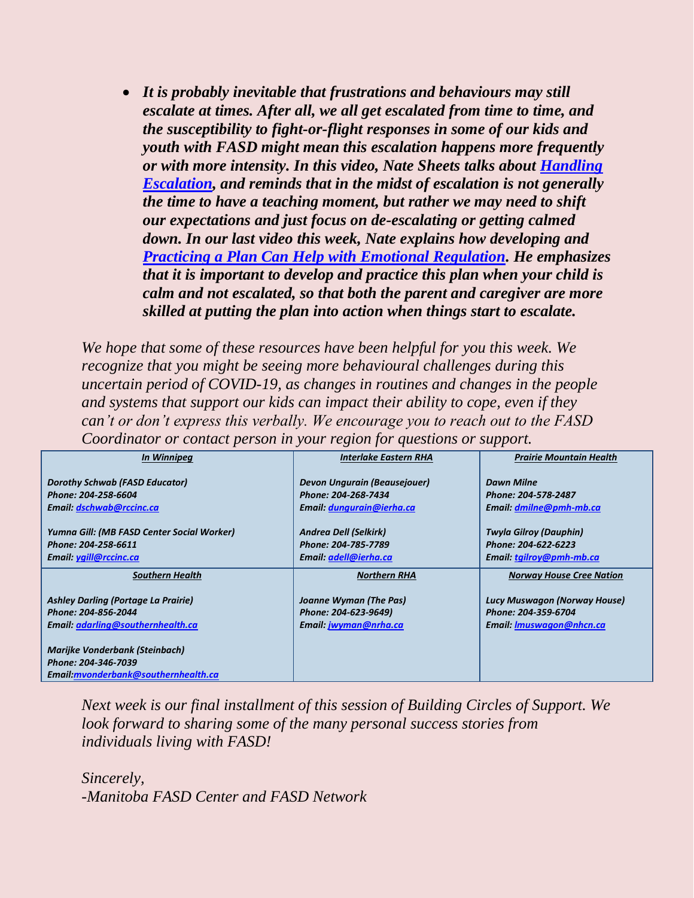- ***It is probably inevitable that frustrations and behaviours may still escalate at times. After all, we all get escalated from time to time, and the susceptibility to fight-or-flight responses in some of our kids and youth with FASD might mean this escalation happens more frequently or with more intensity. In this video, Nate Sheets talks about Handling Escalation, and reminds that in the midst of escalation is not generally the time to have a teaching moment, but rather we may need to shift our expectations and just focus on de-escalating or getting calmed down. In our last video this week, Nate explains how developing and Practicing a Plan Can Help with Emotional Regulation. He emphasizes that it is important to develop and practice this plan when your child is calm and not escalated, so that both the parent and caregiver are more skilled at putting the plan into action when things start to escalate.***

*We hope that some of these resources have been helpful for you this week. We recognize that you might be seeing more behavioural challenges during this uncertain period of COVID-19, as changes in routines and changes in the people and systems that support our kids can impact their ability to cope, even if they can't or don't express this verbally. We encourage you to reach out to the FASD Coordinator or contact person in your region for questions or support.*

| In Winnipeg | Interlake Eastern RHA | Prairie Mountain Health |
|---|---|---|
| Dorothy Schwab (FASD Educator)<br>Phone: 204-258-6604<br>Email: dschwab@rccinc.ca<br><br>Yumna Gill: (MB FASD Center Social Worker)<br>Phone: 204-258-6611<br>Email: ygill@rccinc.ca | Devon Ungurain (Beausejouer)<br>Phone: 204-268-7434<br>Email: dungurain@ierha.ca<br><br>Andrea Dell (Selkirk)<br>Phone: 204-785-7789<br>Email: adell@ierha.ca | Dawn Milne<br>Phone: 204-578-2487<br>Email: dmilne@pmh-mb.ca<br><br>Twyla Gilroy (Dauphin)<br>Phone: 204-622-6223<br>Email: tgilroy@pmh-mb.ca |
| **Southern Health** | **Northern RHA** | **Norway House Cree Nation** |
| Ashley Darling (Portage La Prairie)<br>Phone: 204-856-2044<br>Email: adarling@southernhealth.ca<br><br>Marijke Vonderbank (Steinbach)<br>Phone: 204-346-7039<br>Email:mvonderbank@southernhealth.ca | Joanne Wyman (The Pas)<br>Phone: 204-623-9649)<br>Email: jwyman@nrha.ca | Lucy Muswagon (Norway House)<br>Phone: 204-359-6704<br>Email: lmuswagon@nhcn.ca |

*Next week is our final installment of this session of Building Circles of Support. We look forward to sharing some of the many personal success stories from individuals living with FASD!*

*Sincerely,*
*-Manitoba FASD Center and FASD Network*